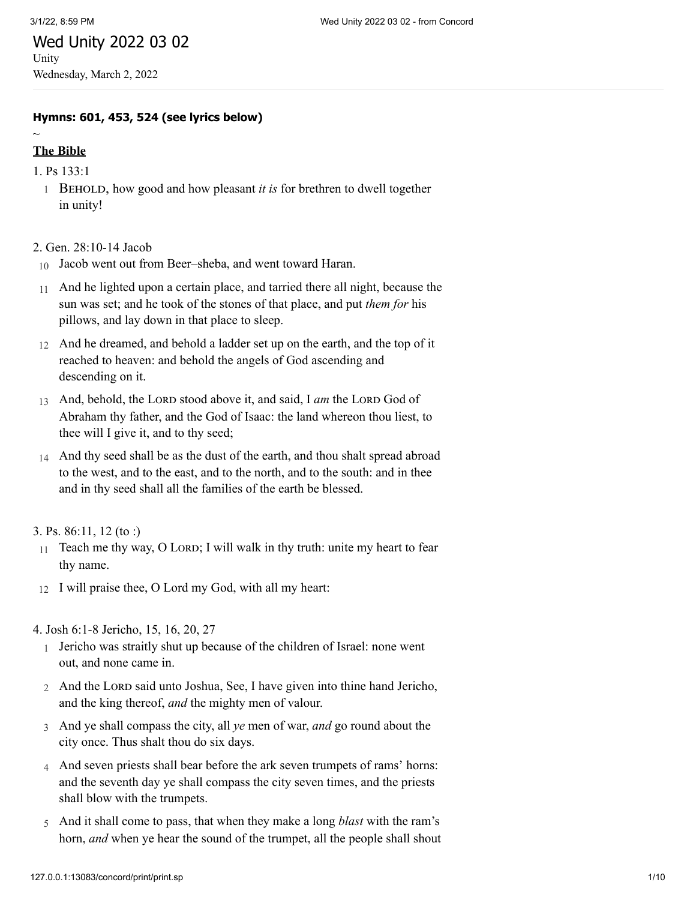# Wed Unity 2022 03 02

Unity
Wednesday, March 2, 2022

**Hymns: 601, 453, 524 (see lyrics below)**

~

**The Bible**

1. Ps 133:1

1 BEHOLD, how good and how pleasant *it is* for brethren to dwell together in unity!

2. Gen. 28:10-14 Jacob

10 Jacob went out from Beer–sheba, and went toward Haran.

11 And he lighted upon a certain place, and tarried there all night, because the sun was set; and he took of the stones of that place, and put *them for* his pillows, and lay down in that place to sleep.

12 And he dreamed, and behold a ladder set up on the earth, and the top of it reached to heaven: and behold the angels of God ascending and descending on it.

13 And, behold, the LORD stood above it, and said, I *am* the LORD God of Abraham thy father, and the God of Isaac: the land whereon thou liest, to thee will I give it, and to thy seed;

14 And thy seed shall be as the dust of the earth, and thou shalt spread abroad to the west, and to the east, and to the north, and to the south: and in thee and in thy seed shall all the families of the earth be blessed.

3. Ps. 86:11, 12 (to :)

11 Teach me thy way, O LORD; I will walk in thy truth: unite my heart to fear thy name.

12 I will praise thee, O Lord my God, with all my heart:

4. Josh 6:1-8 Jericho, 15, 16, 20, 27

1 Jericho was straitly shut up because of the children of Israel: none went out, and none came in.

2 And the LORD said unto Joshua, See, I have given into thine hand Jericho, and the king thereof, *and* the mighty men of valour.

3 And ye shall compass the city, all *ye* men of war, *and* go round about the city once. Thus shalt thou do six days.

4 And seven priests shall bear before the ark seven trumpets of rams' horns: and the seventh day ye shall compass the city seven times, and the priests shall blow with the trumpets.

5 And it shall come to pass, that when they make a long *blast* with the ram's horn, *and* when ye hear the sound of the trumpet, all the people shall shout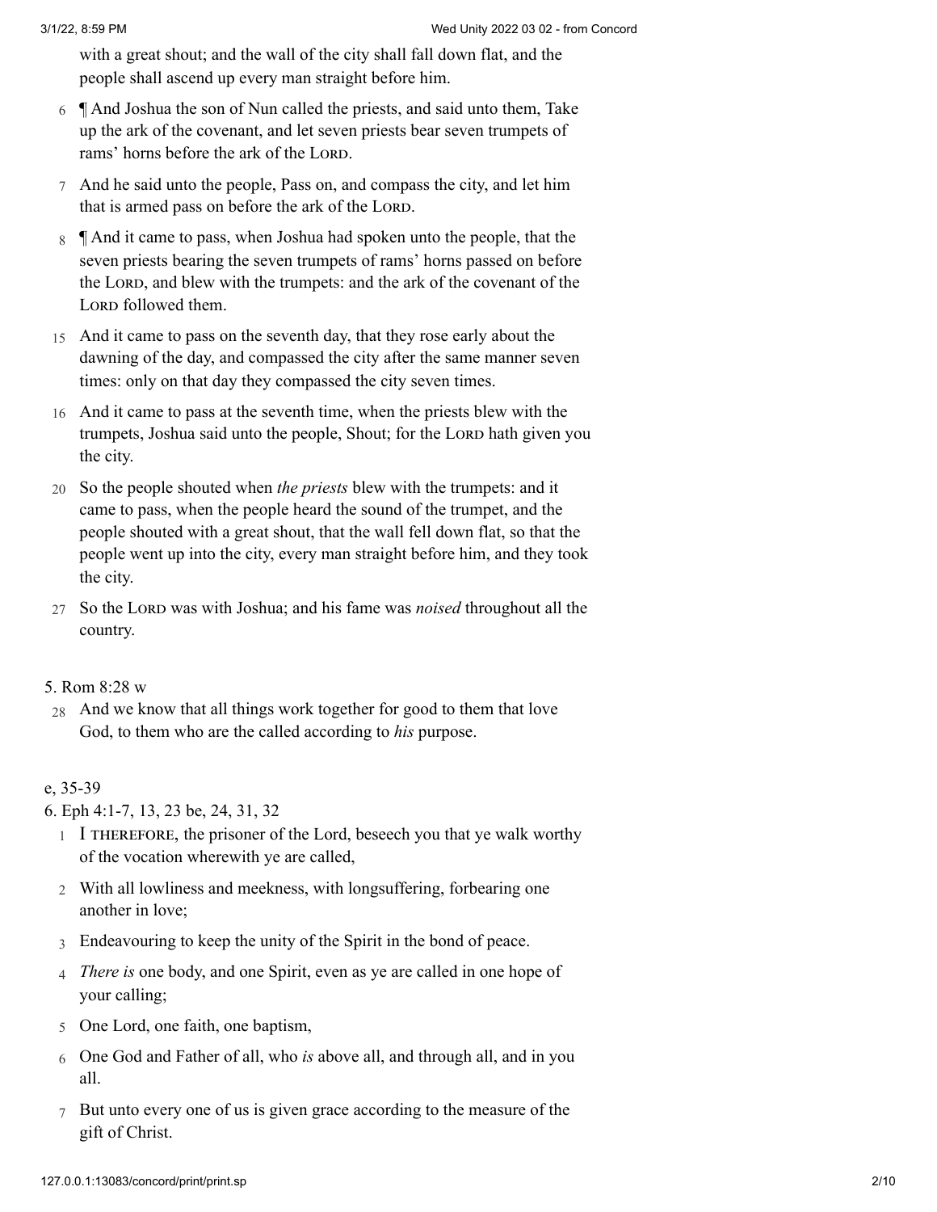with a great shout; and the wall of the city shall fall down flat, and the people shall ascend up every man straight before him.

6 ¶ And Joshua the son of Nun called the priests, and said unto them, Take up the ark of the covenant, and let seven priests bear seven trumpets of rams' horns before the ark of the LORD.

7 And he said unto the people, Pass on, and compass the city, and let him that is armed pass on before the ark of the LORD.

8 ¶ And it came to pass, when Joshua had spoken unto the people, that the seven priests bearing the seven trumpets of rams' horns passed on before the LORD, and blew with the trumpets: and the ark of the covenant of the LORD followed them.

15 And it came to pass on the seventh day, that they rose early about the dawning of the day, and compassed the city after the same manner seven times: only on that day they compassed the city seven times.

16 And it came to pass at the seventh time, when the priests blew with the trumpets, Joshua said unto the people, Shout; for the LORD hath given you the city.

20 So the people shouted when *the priests* blew with the trumpets: and it came to pass, when the people heard the sound of the trumpet, and the people shouted with a great shout, that the wall fell down flat, so that the people went up into the city, every man straight before him, and they took the city.

27 So the LORD was with Joshua; and his fame was *noised* throughout all the country.

5. Rom 8:28 w

28 And we know that all things work together for good to them that love God, to them who are the called according to *his* purpose.

e, 35-39

6. Eph 4:1-7, 13, 23 be, 24, 31, 32

1 I THEREFORE, the prisoner of the Lord, beseech you that ye walk worthy of the vocation wherewith ye are called,

2 With all lowliness and meekness, with longsuffering, forbearing one another in love;

3 Endeavouring to keep the unity of the Spirit in the bond of peace.

4 *There is* one body, and one Spirit, even as ye are called in one hope of your calling;

5 One Lord, one faith, one baptism,

6 One God and Father of all, who *is* above all, and through all, and in you all.

7 But unto every one of us is given grace according to the measure of the gift of Christ.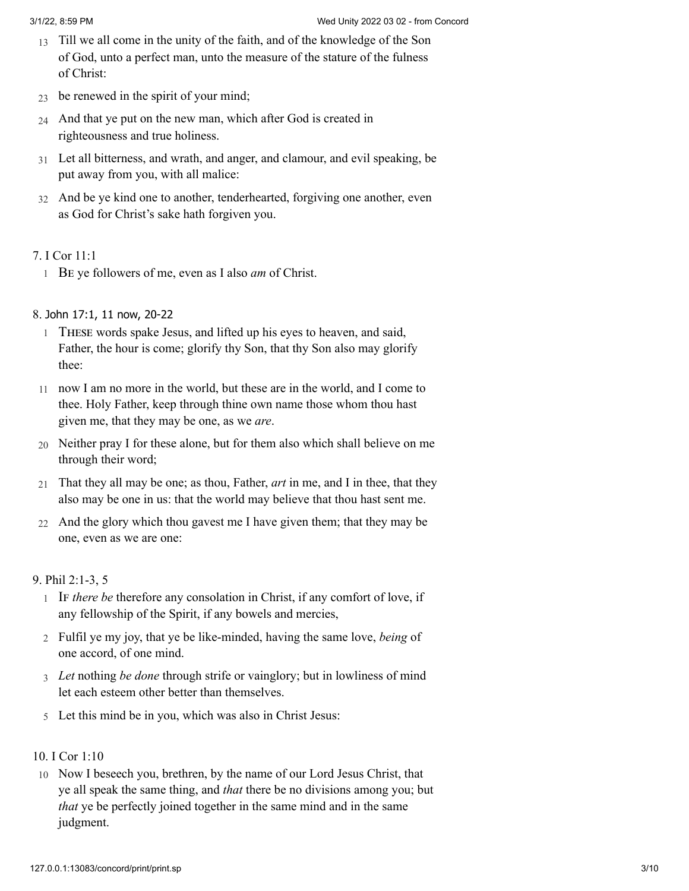13 Till we all come in the unity of the faith, and of the knowledge of the Son of God, unto a perfect man, unto the measure of the stature of the fulness of Christ:

23 be renewed in the spirit of your mind;

24 And that ye put on the new man, which after God is created in righteousness and true holiness.

31 Let all bitterness, and wrath, and anger, and clamour, and evil speaking, be put away from you, with all malice:

32 And be ye kind one to another, tenderhearted, forgiving one another, even as God for Christ's sake hath forgiven you.

7. I Cor 11:1

1 Be ye followers of me, even as I also *am* of Christ.

8. John 17:1, 11 now, 20-22

1 These words spake Jesus, and lifted up his eyes to heaven, and said, Father, the hour is come; glorify thy Son, that thy Son also may glorify thee:

11 now I am no more in the world, but these are in the world, and I come to thee. Holy Father, keep through thine own name those whom thou hast given me, that they may be one, as we *are*.

20 Neither pray I for these alone, but for them also which shall believe on me through their word;

21 That they all may be one; as thou, Father, *art* in me, and I in thee, that they also may be one in us: that the world may believe that thou hast sent me.

22 And the glory which thou gavest me I have given them; that they may be one, even as we are one:

9. Phil 2:1-3, 5

1 If *there be* therefore any consolation in Christ, if any comfort of love, if any fellowship of the Spirit, if any bowels and mercies,

2 Fulfil ye my joy, that ye be like-minded, having the same love, *being* of one accord, of one mind.

3 *Let* nothing *be done* through strife or vainglory; but in lowliness of mind let each esteem other better than themselves.

5 Let this mind be in you, which was also in Christ Jesus:

10. I Cor 1:10

10 Now I beseech you, brethren, by the name of our Lord Jesus Christ, that ye all speak the same thing, and *that* there be no divisions among you; but *that* ye be perfectly joined together in the same mind and in the same judgment.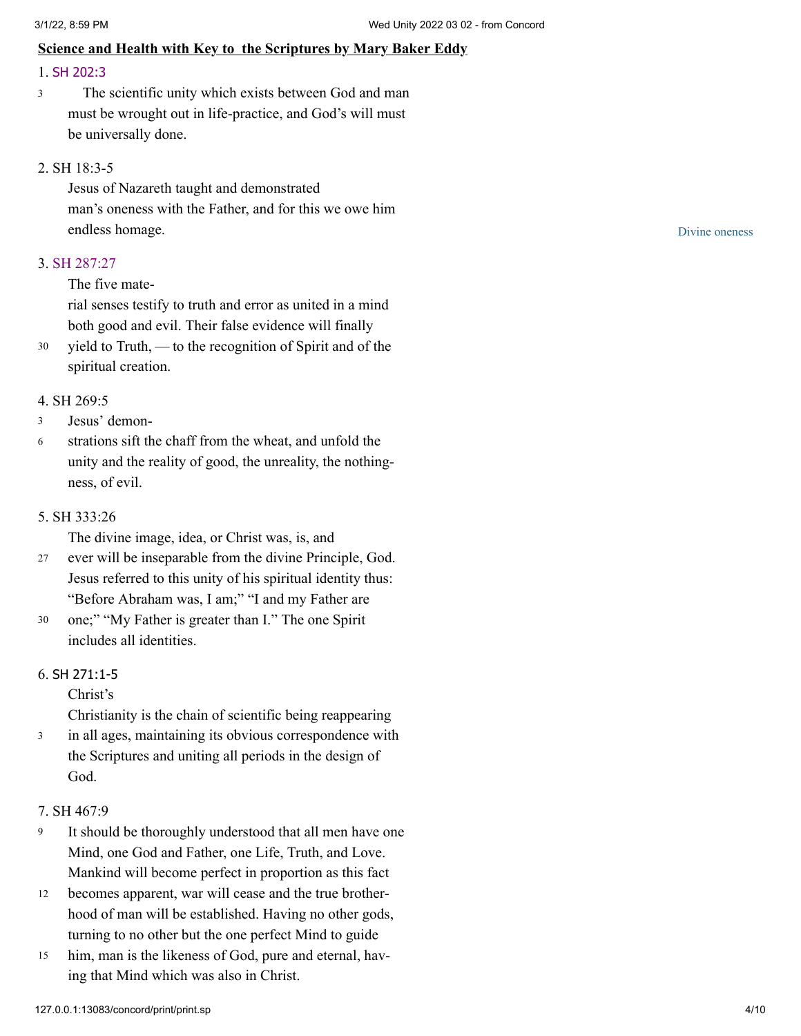**Science and Health with Key to the Scriptures by Mary Baker Eddy**

1. SH 202:3

3 The scientific unity which exists between God and man must be wrought out in life-practice, and God's will must be universally done.

2. SH 18:3-5

Jesus of Nazareth taught and demonstrated man's oneness with the Father, and for this we owe him endless homage.

Divine oneness

3. SH 287:27

The five mate-rial senses testify to truth and error as united in a mind both good and evil. Their false evidence will finally

30 yield to Truth, — to the recognition of Spirit and of the spiritual creation.

4. SH 269:5

3 Jesus' demon-

6 strations sift the chaff from the wheat, and unfold the unity and the reality of good, the unreality, the nothing-ness, of evil.

5. SH 333:26

The divine image, idea, or Christ was, is, and

27 ever will be inseparable from the divine Principle, God. Jesus referred to this unity of his spiritual identity thus: "Before Abraham was, I am;" "I and my Father are

30 one;" "My Father is greater than I." The one Spirit includes all identities.

6. SH 271:1-5

Christ's Christianity is the chain of scientific being reappearing

3 in all ages, maintaining its obvious correspondence with the Scriptures and uniting all periods in the design of God.

7. SH 467:9

9 It should be thoroughly understood that all men have one Mind, one God and Father, one Life, Truth, and Love. Mankind will become perfect in proportion as this fact

12 becomes apparent, war will cease and the true brother-hood of man will be established. Having no other gods, turning to no other but the one perfect Mind to guide

15 him, man is the likeness of God, pure and eternal, hav-ing that Mind which was also in Christ.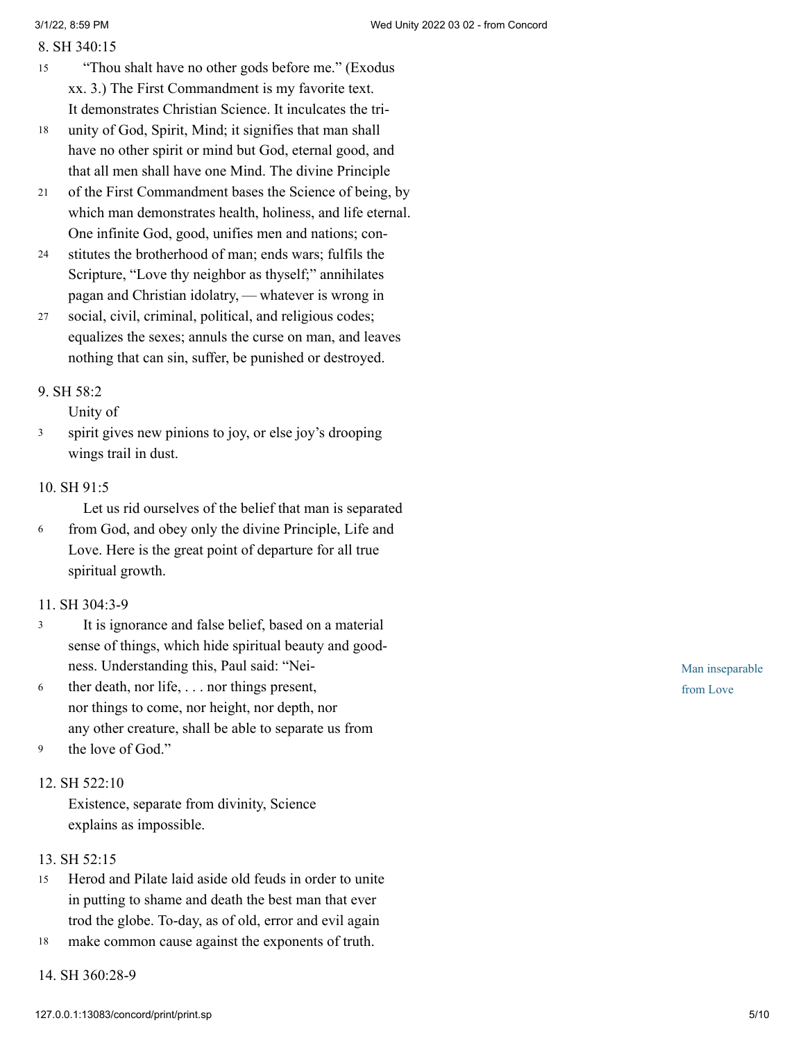8. SH 340:15

"Thou shalt have no other gods before me." (Exodus xx. 3.) The First Commandment is my favorite text. It demonstrates Christian Science. It inculcates the tri-unity of God, Spirit, Mind; it signifies that man shall have no other spirit or mind but God, eternal good, and that all men shall have one Mind. The divine Principle of the First Commandment bases the Science of being, by which man demonstrates health, holiness, and life eternal. One infinite God, good, unifies men and nations; constitutes the brotherhood of man; ends wars; fulfils the Scripture, "Love thy neighbor as thyself;" annihilates pagan and Christian idolatry, — whatever is wrong in social, civil, criminal, political, and religious codes; equalizes the sexes; annuls the curse on man, and leaves nothing that can sin, suffer, be punished or destroyed.

9. SH 58:2

Unity of spirit gives new pinions to joy, or else joy's drooping wings trail in dust.

10. SH 91:5

Let us rid ourselves of the belief that man is separated from God, and obey only the divine Principle, Life and Love. Here is the great point of departure for all true spiritual growth.

11. SH 304:3-9

*Man inseparable from Love*

It is ignorance and false belief, based on a material sense of things, which hide spiritual beauty and goodness. Understanding this, Paul said: "Neither death, nor life, . . . nor things present, nor things to come, nor height, nor depth, nor any other creature, shall be able to separate us from the love of God."

12. SH 522:10

Existence, separate from divinity, Science explains as impossible.

13. SH 52:15

Herod and Pilate laid aside old feuds in order to unite in putting to shame and death the best man that ever trod the globe. To-day, as of old, error and evil again make common cause against the exponents of truth.

14. SH 360:28-9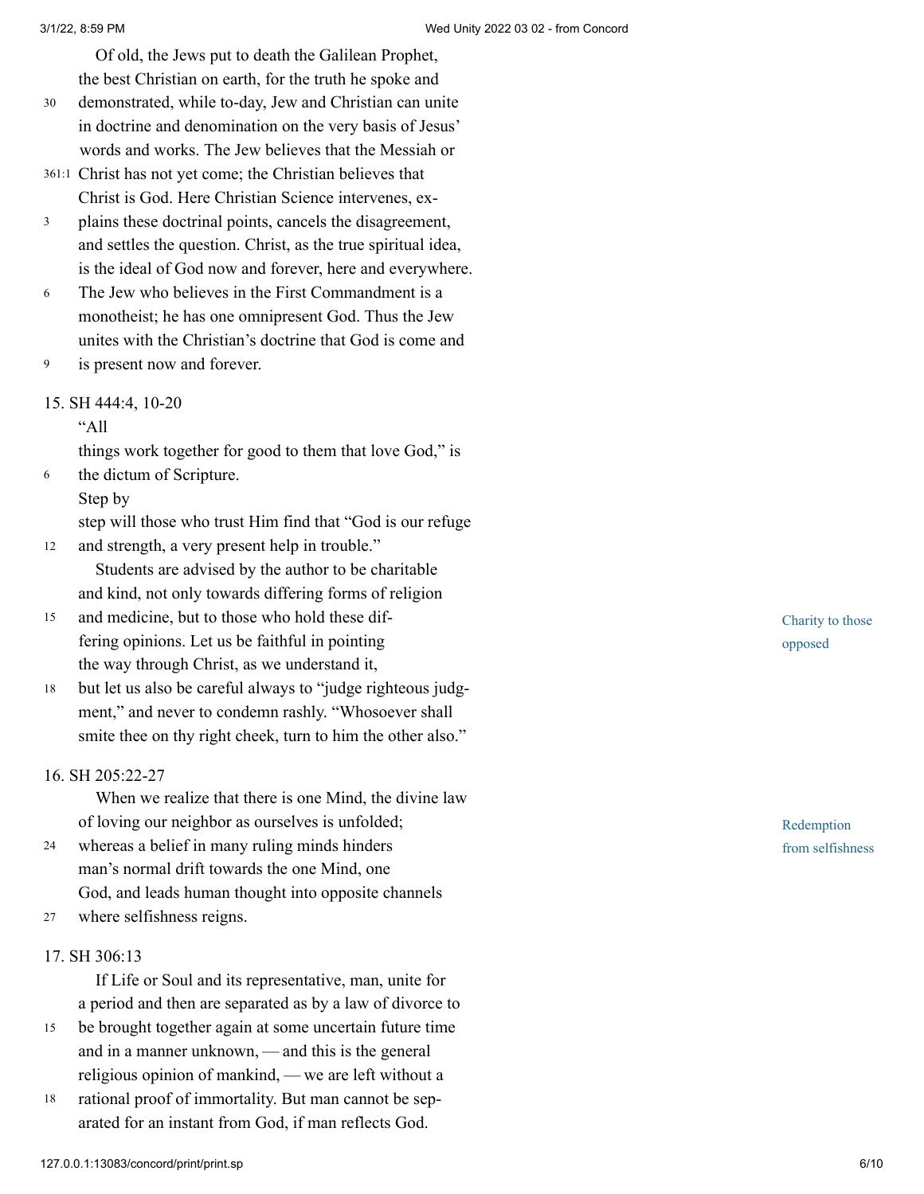Of old, the Jews put to death the Galilean Prophet, the best Christian on earth, for the truth he spoke and demonstrated, while to-day, Jew and Christian can unite in doctrine and denomination on the very basis of Jesus' words and works. The Jew believes that the Messiah or Christ has not yet come; the Christian believes that Christ is God. Here Christian Science intervenes, explains these doctrinal points, cancels the disagreement, and settles the question. Christ, as the true spiritual idea, is the ideal of God now and forever, here and everywhere. The Jew who believes in the First Commandment is a monotheist; he has one omnipresent God. Thus the Jew unites with the Christian's doctrine that God is come and is present now and forever.

15. SH 444:4, 10-20

"All things work together for good to them that love God," is the dictum of Scripture.

Step by step will those who trust Him find that "God is our refuge and strength, a very present help in trouble."

*Charity to those opposed*

Students are advised by the author to be charitable and kind, not only towards differing forms of religion and medicine, but to those who hold these differing opinions. Let us be faithful in pointing the way through Christ, as we understand it, but let us also be careful always to "judge righteous judgment," and never to condemn rashly. "Whosoever shall smite thee on thy right cheek, turn to him the other also."

16. SH 205:22-27

*Redemption from selfishness*

When we realize that there is one Mind, the divine law of loving our neighbor as ourselves is unfolded; whereas a belief in many ruling minds hinders man's normal drift towards the one Mind, one God, and leads human thought into opposite channels where selfishness reigns.

17. SH 306:13

If Life or Soul and its representative, man, unite for a period and then are separated as by a law of divorce to be brought together again at some uncertain future time and in a manner unknown, — and this is the general religious opinion of mankind, — we are left without a rational proof of immortality. But man cannot be separated for an instant from God, if man reflects God.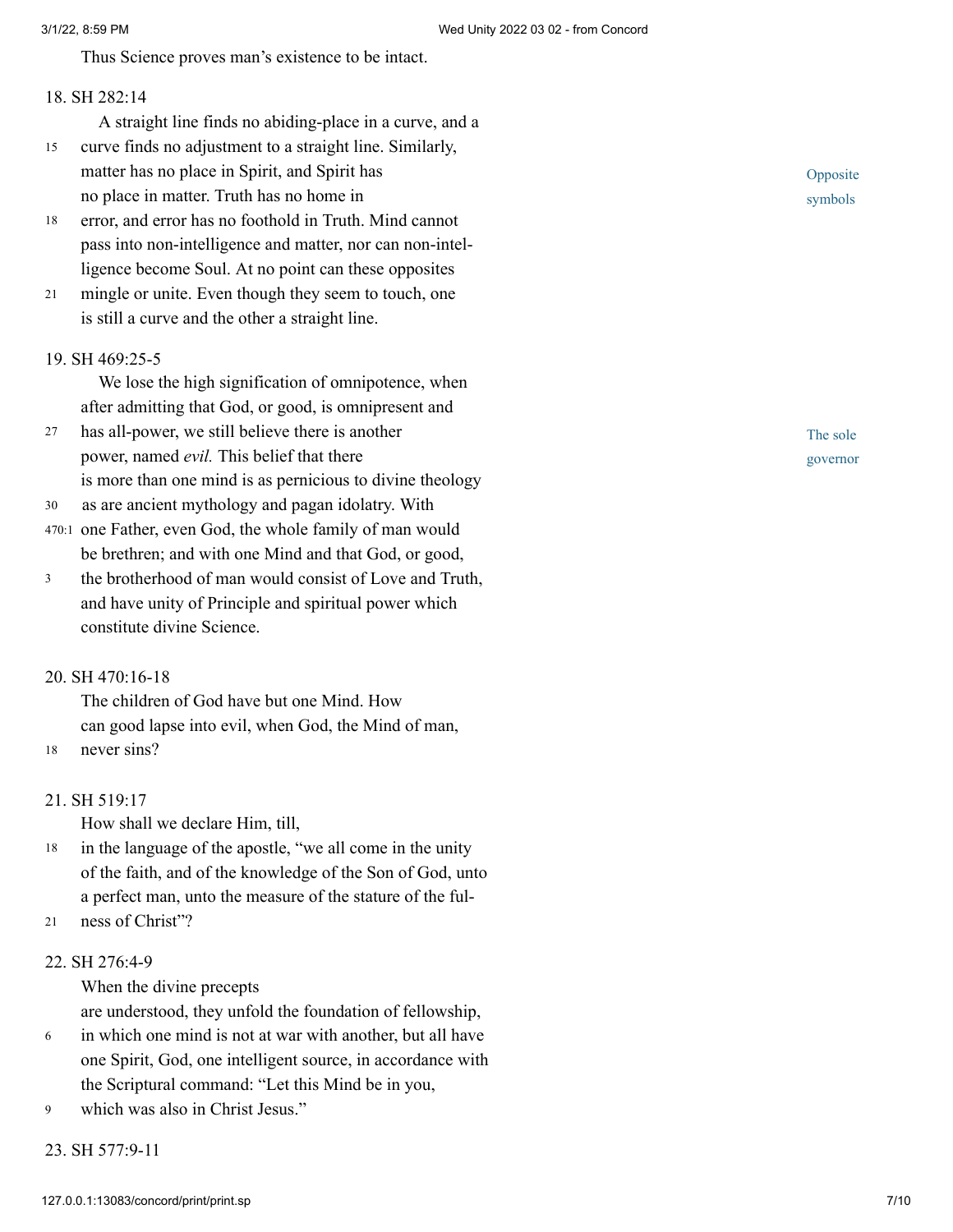Thus Science proves man's existence to be intact.

18. SH 282:14

A straight line finds no abiding-place in a curve, and a curve finds no adjustment to a straight line. Similarly, matter has no place in Spirit, and Spirit has no place in matter. Truth has no home in error, and error has no foothold in Truth. Mind cannot pass into non-intelligence and matter, nor can non-intelligence become Soul. At no point can these opposites mingle or unite. Even though they seem to touch, one is still a curve and the other a straight line.

Opposite symbols

19. SH 469:25-5

We lose the high signification of omnipotence, when after admitting that God, or good, is omnipresent and has all-power, we still believe there is another power, named *evil.* This belief that there is more than one mind is as pernicious to divine theology as are ancient mythology and pagan idolatry. With one Father, even God, the whole family of man would be brethren; and with one Mind and that God, or good, the brotherhood of man would consist of Love and Truth, and have unity of Principle and spiritual power which constitute divine Science.

The sole governor

20. SH 470:16-18

The children of God have but one Mind. How can good lapse into evil, when God, the Mind of man, never sins?

21. SH 519:17

How shall we declare Him, till, in the language of the apostle, "we all come in the unity of the faith, and of the knowledge of the Son of God, unto a perfect man, unto the measure of the stature of the fulness of Christ"?

22. SH 276:4-9

When the divine precepts are understood, they unfold the foundation of fellowship, in which one mind is not at war with another, but all have one Spirit, God, one intelligent source, in accordance with the Scriptural command: "Let this Mind be in you, which was also in Christ Jesus."

23. SH 577:9-11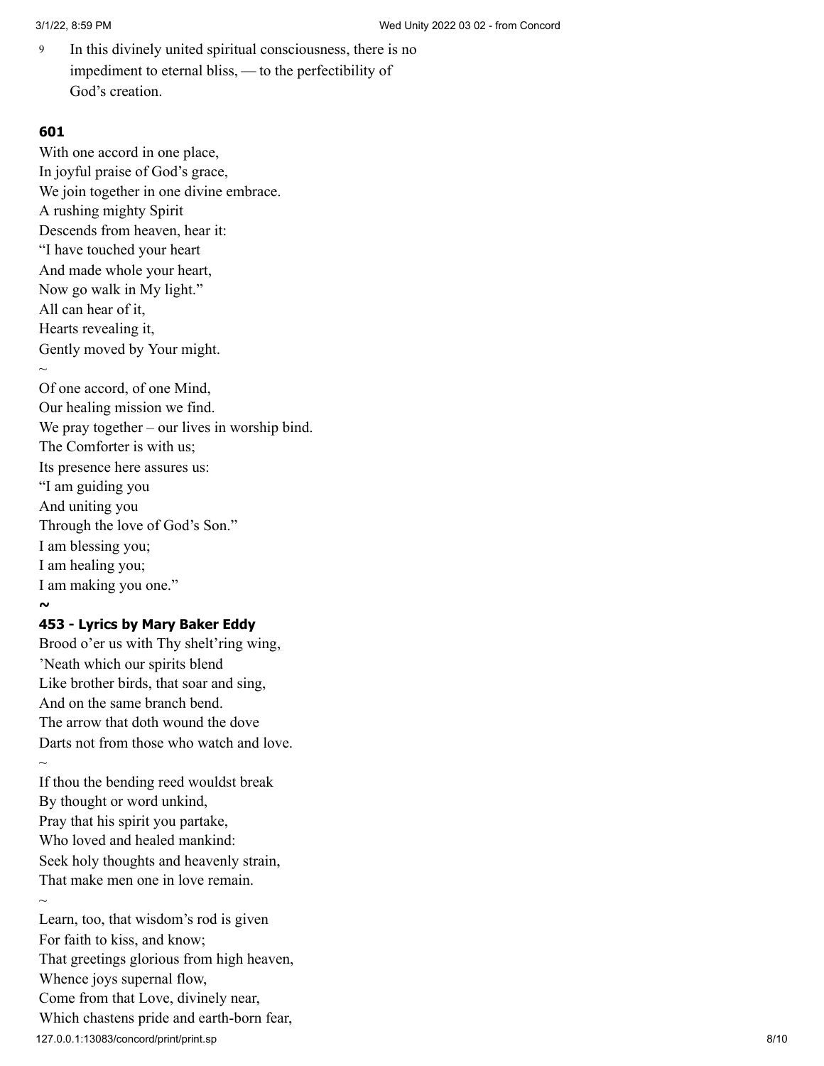9 In this divinely united spiritual consciousness, there is no impediment to eternal bliss, — to the perfectibility of God's creation.

**601**

With one accord in one place,
In joyful praise of God's grace,
We join together in one divine embrace.
A rushing mighty Spirit
Descends from heaven, hear it:
"I have touched your heart
And made whole your heart,
Now go walk in My light."
All can hear of it,
Hearts revealing it,
Gently moved by Your might.
~
Of one accord, of one Mind,
Our healing mission we find.
We pray together – our lives in worship bind.
The Comforter is with us;
Its presence here assures us:
"I am guiding you
And uniting you
Through the love of God's Son."
I am blessing you;
I am healing you;
I am making you one."
**~**

**453 - Lyrics by Mary Baker Eddy**

Brood o'er us with Thy shelt'ring wing,
'Neath which our spirits blend
Like brother birds, that soar and sing,
And on the same branch bend.
The arrow that doth wound the dove
Darts not from those who watch and love.
~
If thou the bending reed wouldst break
By thought or word unkind,
Pray that his spirit you partake,
Who loved and healed mankind:
Seek holy thoughts and heavenly strain,
That make men one in love remain.
~
Learn, too, that wisdom's rod is given
For faith to kiss, and know;
That greetings glorious from high heaven,
Whence joys supernal flow,
Come from that Love, divinely near,
Which chastens pride and earth-born fear,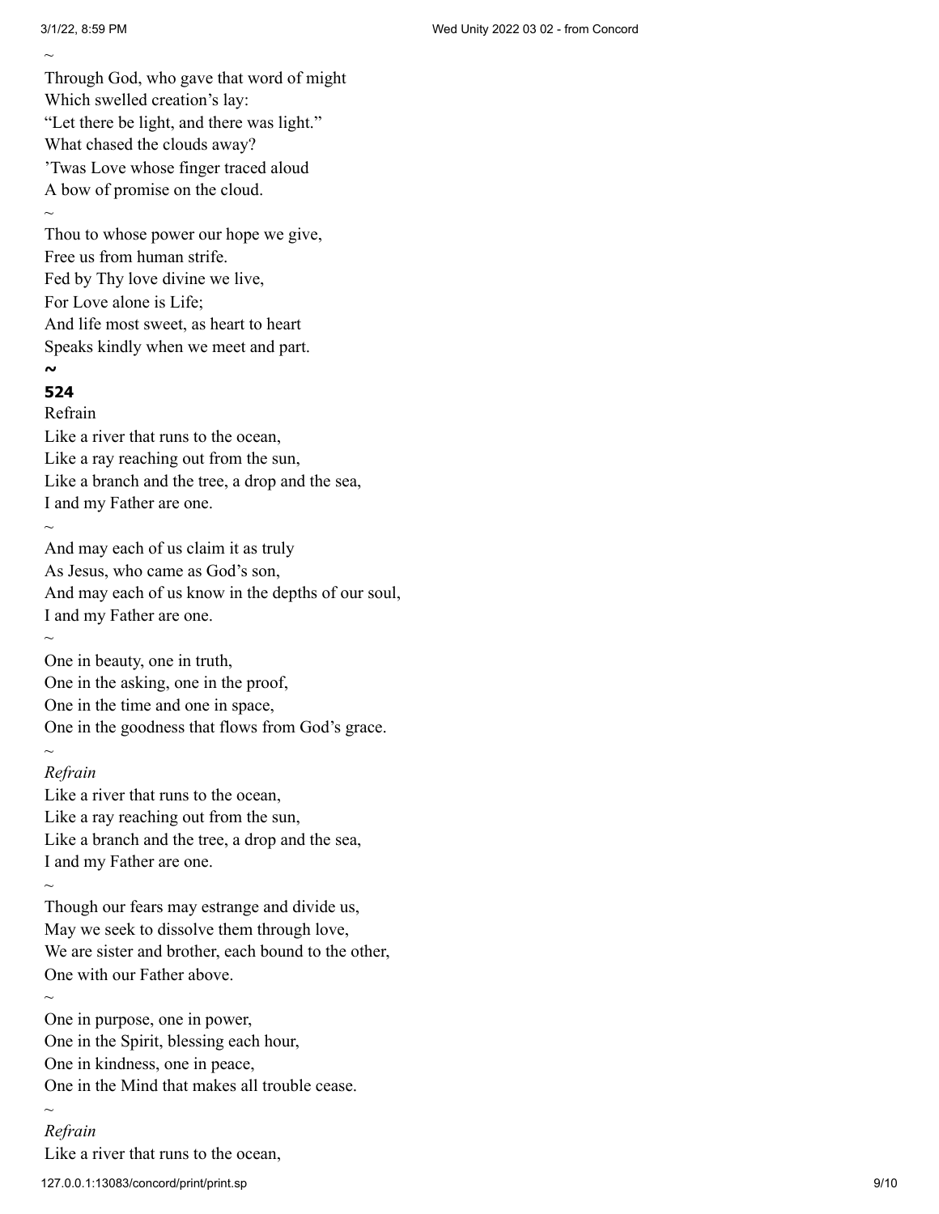~

Through God, who gave that word of might
Which swelled creation's lay:
"Let there be light, and there was light."
What chased the clouds away?
'Twas Love whose finger traced aloud
A bow of promise on the cloud.

~

Thou to whose power our hope we give,
Free us from human strife.
Fed by Thy love divine we live,
For Love alone is Life;
And life most sweet, as heart to heart
Speaks kindly when we meet and part.

**~**

**524**

Refrain
Like a river that runs to the ocean,
Like a ray reaching out from the sun,
Like a branch and the tree, a drop and the sea,
I and my Father are one.

~

And may each of us claim it as truly
As Jesus, who came as God's son,
And may each of us know in the depths of our soul,
I and my Father are one.

~

One in beauty, one in truth,
One in the asking, one in the proof,
One in the time and one in space,
One in the goodness that flows from God's grace.

~

*Refrain*
Like a river that runs to the ocean,
Like a ray reaching out from the sun,
Like a branch and the tree, a drop and the sea,
I and my Father are one.

~

Though our fears may estrange and divide us,
May we seek to dissolve them through love,
We are sister and brother, each bound to the other,
One with our Father above.

~

One in purpose, one in power,
One in the Spirit, blessing each hour,
One in kindness, one in peace,
One in the Mind that makes all trouble cease.

~

*Refrain*
Like a river that runs to the ocean,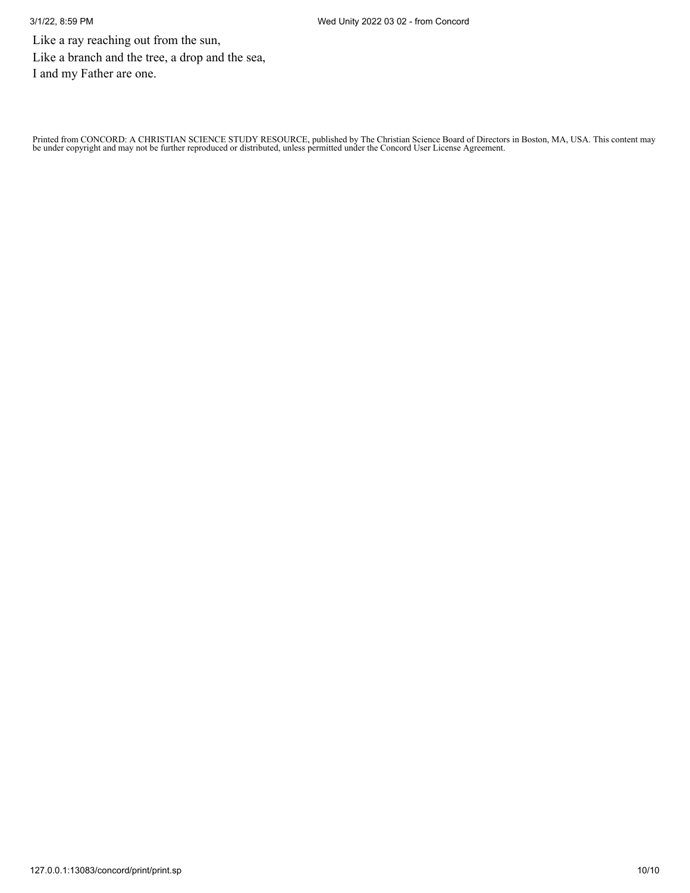Like a ray reaching out from the sun,
Like a branch and the tree, a drop and the sea,
I and my Father are one.

Printed from CONCORD: A CHRISTIAN SCIENCE STUDY RESOURCE, published by The Christian Science Board of Directors in Boston, MA, USA. This content may be under copyright and may not be further reproduced or distributed, unless permitted under the Concord User License Agreement.